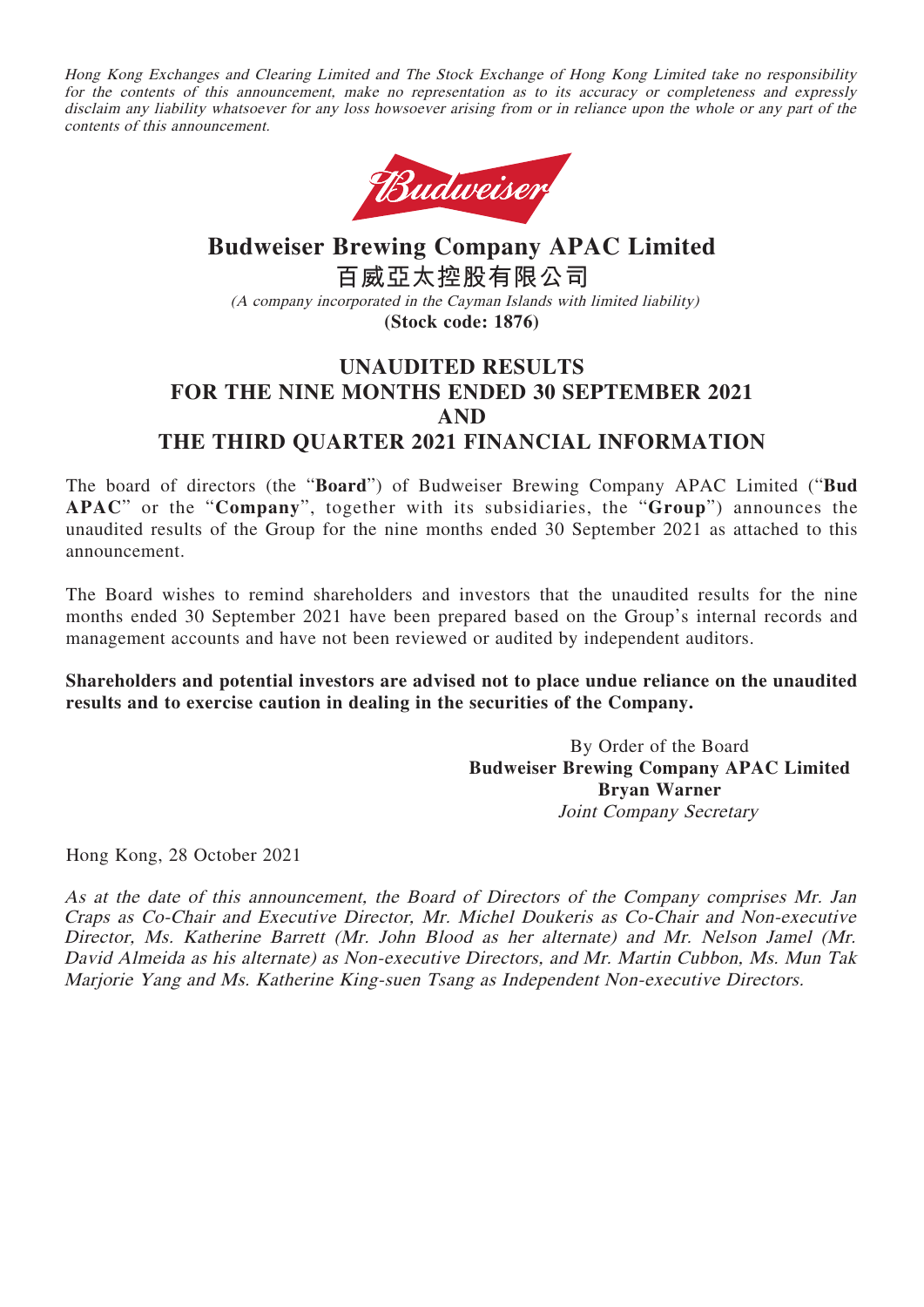*Hong Kong Exchanges and Clearing Limited and The Stock Exchange of Hong Kong Limited take no responsibility for the contents of this announcement, make no representation as to its accuracy or completeness and expressly disclaim any liability whatsoever for any loss howsoever arising from or in reliance upon the whole or any part of the contents of this announcement.*

# Budweiser Brewing Company APAC Limited
# 百威亞太控股有限公司

*(A company incorporated in the Cayman Islands with limited liability)*

**(Stock code: 1876)**

## UNAUDITED RESULTS FOR THE NINE MONTHS ENDED 30 SEPTEMBER 2021 AND THE THIRD QUARTER 2021 FINANCIAL INFORMATION

The board of directors (the "**Board**") of Budweiser Brewing Company APAC Limited ("**Bud APAC**" or the "**Company**", together with its subsidiaries, the "**Group**") announces the unaudited results of the Group for the nine months ended 30 September 2021 as attached to this announcement.

The Board wishes to remind shareholders and investors that the unaudited results for the nine months ended 30 September 2021 have been prepared based on the Group's internal records and management accounts and have not been reviewed or audited by independent auditors.

**Shareholders and potential investors are advised not to place undue reliance on the unaudited results and to exercise caution in dealing in the securities of the Company.**

By Order of the Board
**Budweiser Brewing Company APAC Limited**
**Bryan Warner**
*Joint Company Secretary*

Hong Kong, 28 October 2021

*As at the date of this announcement, the Board of Directors of the Company comprises Mr. Jan Craps as Co-Chair and Executive Director, Mr. Michel Doukeris as Co-Chair and Non-executive Director, Ms. Katherine Barrett (Mr. John Blood as her alternate) and Mr. Nelson Jamel (Mr. David Almeida as his alternate) as Non-executive Directors, and Mr. Martin Cubbon, Ms. Mun Tak Marjorie Yang and Ms. Katherine King-suen Tsang as Independent Non-executive Directors.*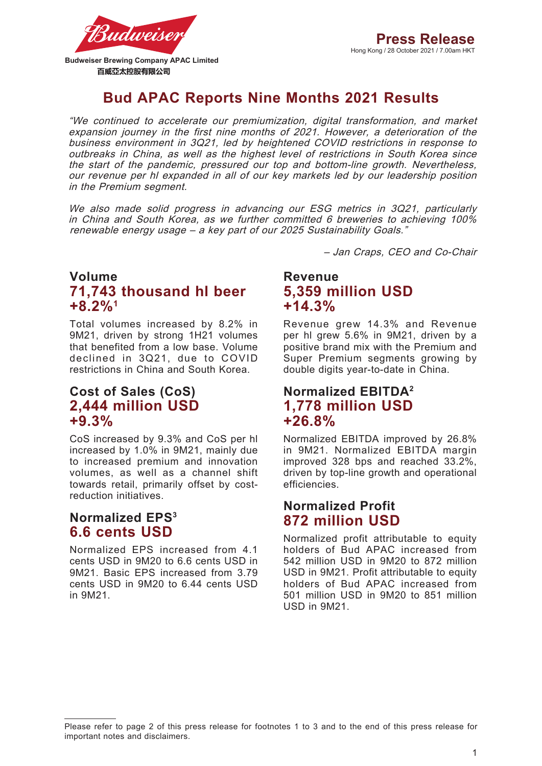Budweiser Brewing Company APAC Limited

百威亞太控股有限公司

# Press Release

Hong Kong / 28 October 2021 / 7.00am HKT

## Bud APAC Reports Nine Months 2021 Results

*"We continued to accelerate our premiumization, digital transformation, and market expansion journey in the first nine months of 2021. However, a deterioration of the business environment in 3Q21, led by heightened COVID restrictions in response to outbreaks in China, as well as the highest level of restrictions in South Korea since the start of the pandemic, pressured our top and bottom-line growth. Nevertheless, our revenue per hl expanded in all of our key markets led by our leadership position in the Premium segment.*

*We also made solid progress in advancing our ESG metrics in 3Q21, particularly in China and South Korea, as we further committed 6 breweries to achieving 100% renewable energy usage – a key part of our 2025 Sustainability Goals."*

*– Jan Craps, CEO and Co-Chair*

### Volume
**71,743 thousand hl beer**
**+8.2%[1]**

Total volumes increased by 8.2% in 9M21, driven by strong 1H21 volumes that benefited from a low base. Volume declined in 3Q21, due to COVID restrictions in China and South Korea.

### Cost of Sales (CoS)
**2,444 million USD**
**+9.3%**

CoS increased by 9.3% and CoS per hl increased by 1.0% in 9M21, mainly due to increased premium and innovation volumes, as well as a channel shift towards retail, primarily offset by cost-reduction initiatives.

### Normalized EPS[3]
**6.6 cents USD**

Normalized EPS increased from 4.1 cents USD in 9M20 to 6.6 cents USD in 9M21. Basic EPS increased from 3.79 cents USD in 9M20 to 6.44 cents USD in 9M21.

### Revenue
**5,359 million USD**
**+14.3%**

Revenue grew 14.3% and Revenue per hl grew 5.6% in 9M21, driven by a positive brand mix with the Premium and Super Premium segments growing by double digits year-to-date in China.

### Normalized EBITDA[2]
**1,778 million USD**
**+26.8%**

Normalized EBITDA improved by 26.8% in 9M21. Normalized EBITDA margin improved 328 bps and reached 33.2%, driven by top-line growth and operational efficiencies.

### Normalized Profit
**872 million USD**

Normalized profit attributable to equity holders of Bud APAC increased from 542 million USD in 9M20 to 872 million USD in 9M21. Profit attributable to equity holders of Bud APAC increased from 501 million USD in 9M20 to 851 million USD in 9M21.

---

Please refer to page 2 of this press release for footnotes 1 to 3 and to the end of this press release for important notes and disclaimers.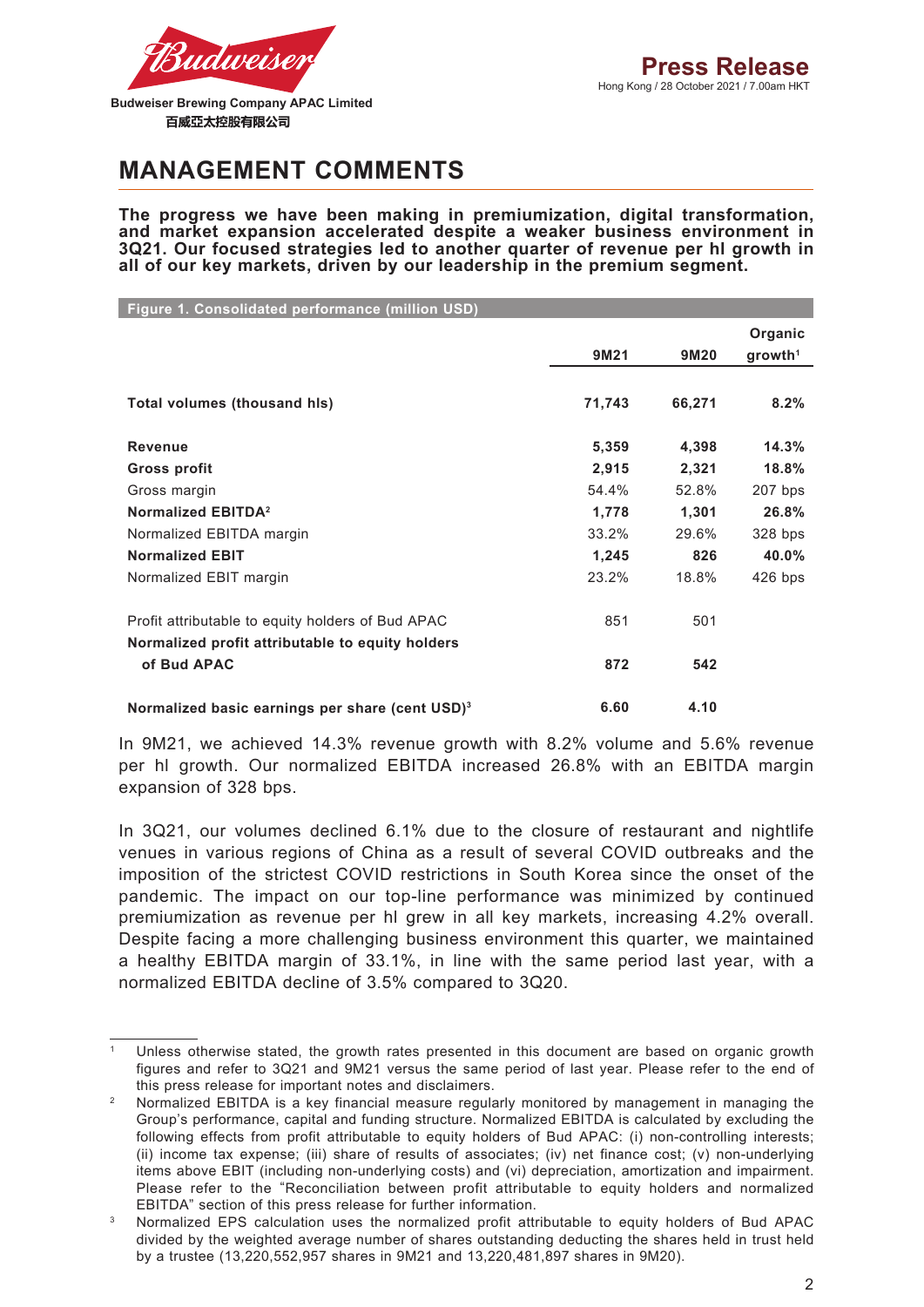# MANAGEMENT COMMENTS

**The progress we have been making in premiumization, digital transformation, and market expansion accelerated despite a weaker business environment in 3Q21. Our focused strategies led to another quarter of revenue per hl growth in all of our key markets, driven by our leadership in the premium segment.**

**Figure 1. Consolidated performance (million USD)**

| | 9M21 | 9M20 | Organic growth[1] |
|---|---|---|---|
| **Total volumes (thousand hls)** | **71,743** | **66,271** | **8.2%** |
| **Revenue** | **5,359** | **4,398** | **14.3%** |
| **Gross profit** | **2,915** | **2,321** | **18.8%** |
| Gross margin | 54.4% | 52.8% | 207 bps |
| **Normalized EBITDA[2]** | **1,778** | **1,301** | **26.8%** |
| Normalized EBITDA margin | 33.2% | 29.6% | 328 bps |
| **Normalized EBIT** | **1,245** | **826** | **40.0%** |
| Normalized EBIT margin | 23.2% | 18.8% | 426 bps |
| Profit attributable to equity holders of Bud APAC | 851 | 501 | |
| **Normalized profit attributable to equity holders of Bud APAC** | **872** | **542** | |
| **Normalized basic earnings per share (cent USD)[3]** | **6.60** | **4.10** | |

In 9M21, we achieved 14.3% revenue growth with 8.2% volume and 5.6% revenue per hl growth. Our normalized EBITDA increased 26.8% with an EBITDA margin expansion of 328 bps.

In 3Q21, our volumes declined 6.1% due to the closure of restaurant and nightlife venues in various regions of China as a result of several COVID outbreaks and the imposition of the strictest COVID restrictions in South Korea since the onset of the pandemic. The impact on our top-line performance was minimized by continued premiumization as revenue per hl grew in all key markets, increasing 4.2% overall. Despite facing a more challenging business environment this quarter, we maintained a healthy EBITDA margin of 33.1%, in line with the same period last year, with a normalized EBITDA decline of 3.5% compared to 3Q20.

---

[1] Unless otherwise stated, the growth rates presented in this document are based on organic growth figures and refer to 3Q21 and 9M21 versus the same period of last year. Please refer to the end of this press release for important notes and disclaimers.

[2] Normalized EBITDA is a key financial measure regularly monitored by management in managing the Group's performance, capital and funding structure. Normalized EBITDA is calculated by excluding the following effects from profit attributable to equity holders of Bud APAC: (i) non-controlling interests; (ii) income tax expense; (iii) share of results of associates; (iv) net finance cost; (v) non-underlying items above EBIT (including non-underlying costs) and (vi) depreciation, amortization and impairment. Please refer to the "Reconciliation between profit attributable to equity holders and normalized EBITDA" section of this press release for further information.

[3] Normalized EPS calculation uses the normalized profit attributable to equity holders of Bud APAC divided by the weighted average number of shares outstanding deducting the shares held in trust held by a trustee (13,220,552,957 shares in 9M21 and 13,220,481,897 shares in 9M20).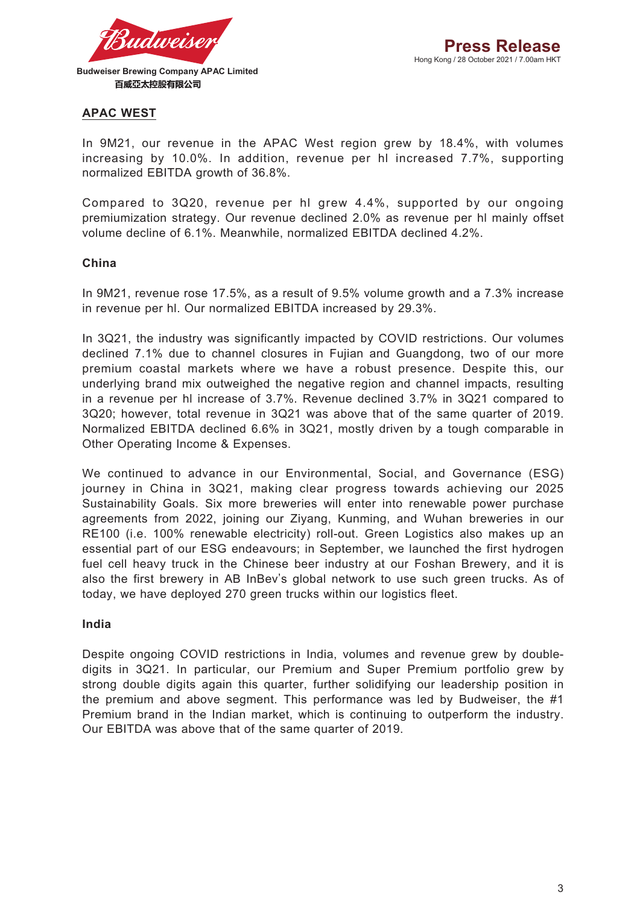## APAC WEST

In 9M21, our revenue in the APAC West region grew by 18.4%, with volumes increasing by 10.0%. In addition, revenue per hl increased 7.7%, supporting normalized EBITDA growth of 36.8%.

Compared to 3Q20, revenue per hl grew 4.4%, supported by our ongoing premiumization strategy. Our revenue declined 2.0% as revenue per hl mainly offset volume decline of 6.1%. Meanwhile, normalized EBITDA declined 4.2%.

### China

In 9M21, revenue rose 17.5%, as a result of 9.5% volume growth and a 7.3% increase in revenue per hl. Our normalized EBITDA increased by 29.3%.

In 3Q21, the industry was significantly impacted by COVID restrictions. Our volumes declined 7.1% due to channel closures in Fujian and Guangdong, two of our more premium coastal markets where we have a robust presence. Despite this, our underlying brand mix outweighed the negative region and channel impacts, resulting in a revenue per hl increase of 3.7%. Revenue declined 3.7% in 3Q21 compared to 3Q20; however, total revenue in 3Q21 was above that of the same quarter of 2019. Normalized EBITDA declined 6.6% in 3Q21, mostly driven by a tough comparable in Other Operating Income & Expenses.

We continued to advance in our Environmental, Social, and Governance (ESG) journey in China in 3Q21, making clear progress towards achieving our 2025 Sustainability Goals. Six more breweries will enter into renewable power purchase agreements from 2022, joining our Ziyang, Kunming, and Wuhan breweries in our RE100 (i.e. 100% renewable electricity) roll-out. Green Logistics also makes up an essential part of our ESG endeavours; in September, we launched the first hydrogen fuel cell heavy truck in the Chinese beer industry at our Foshan Brewery, and it is also the first brewery in AB InBev's global network to use such green trucks. As of today, we have deployed 270 green trucks within our logistics fleet.

### India

Despite ongoing COVID restrictions in India, volumes and revenue grew by double-digits in 3Q21. In particular, our Premium and Super Premium portfolio grew by strong double digits again this quarter, further solidifying our leadership position in the premium and above segment. This performance was led by Budweiser, the #1 Premium brand in the Indian market, which is continuing to outperform the industry. Our EBITDA was above that of the same quarter of 2019.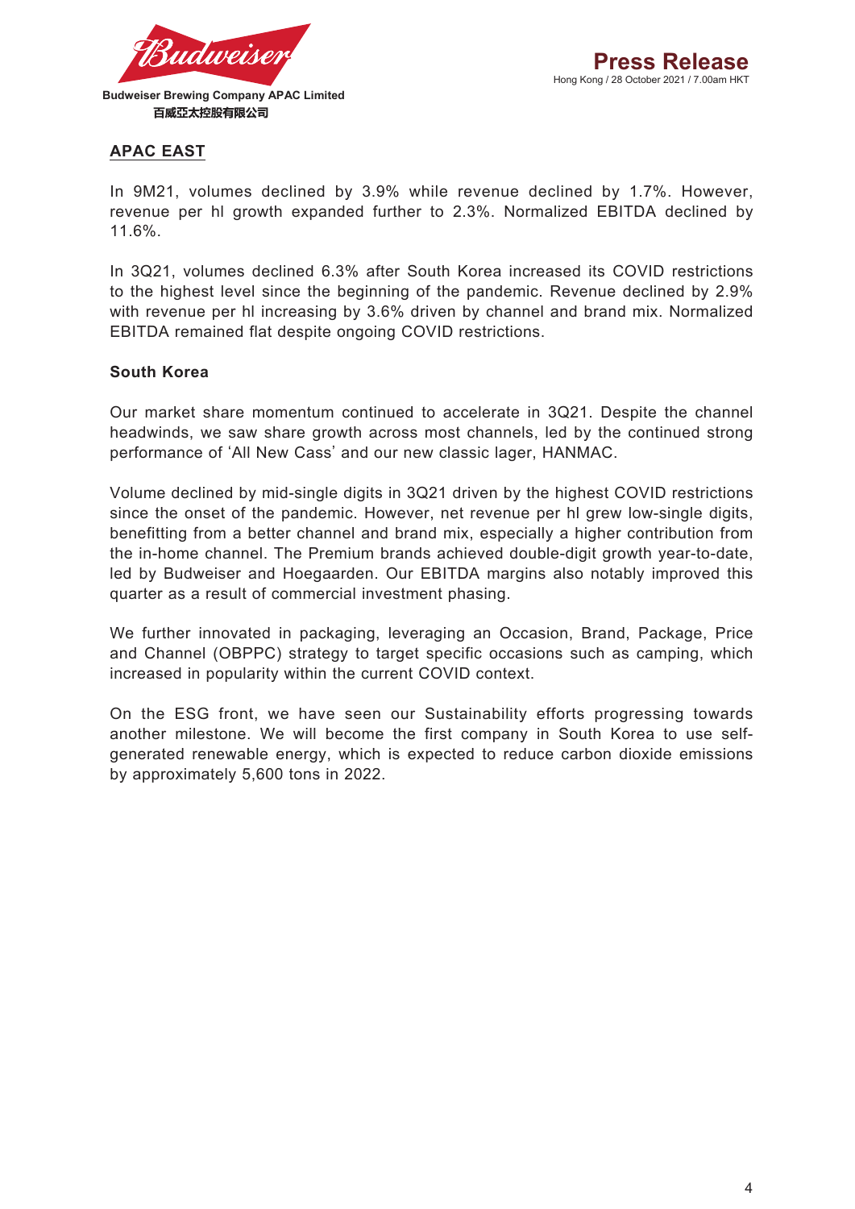## APAC EAST

In 9M21, volumes declined by 3.9% while revenue declined by 1.7%. However, revenue per hl growth expanded further to 2.3%. Normalized EBITDA declined by 11.6%.

In 3Q21, volumes declined 6.3% after South Korea increased its COVID restrictions to the highest level since the beginning of the pandemic. Revenue declined by 2.9% with revenue per hl increasing by 3.6% driven by channel and brand mix. Normalized EBITDA remained flat despite ongoing COVID restrictions.

### South Korea

Our market share momentum continued to accelerate in 3Q21. Despite the channel headwinds, we saw share growth across most channels, led by the continued strong performance of 'All New Cass' and our new classic lager, HANMAC.

Volume declined by mid-single digits in 3Q21 driven by the highest COVID restrictions since the onset of the pandemic. However, net revenue per hl grew low-single digits, benefitting from a better channel and brand mix, especially a higher contribution from the in-home channel. The Premium brands achieved double-digit growth year-to-date, led by Budweiser and Hoegaarden. Our EBITDA margins also notably improved this quarter as a result of commercial investment phasing.

We further innovated in packaging, leveraging an Occasion, Brand, Package, Price and Channel (OBPPC) strategy to target specific occasions such as camping, which increased in popularity within the current COVID context.

On the ESG front, we have seen our Sustainability efforts progressing towards another milestone. We will become the first company in South Korea to use self-generated renewable energy, which is expected to reduce carbon dioxide emissions by approximately 5,600 tons in 2022.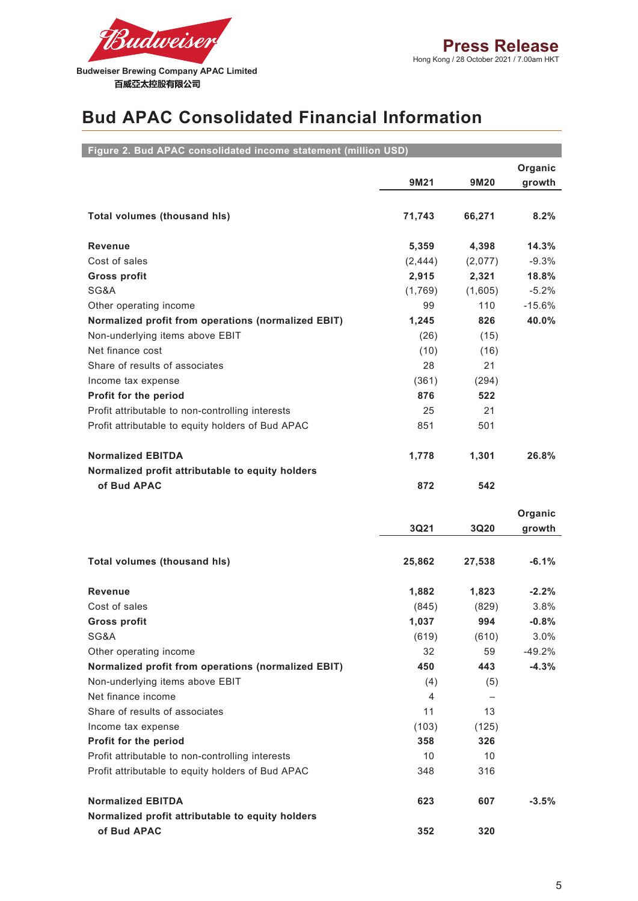# Bud APAC Consolidated Financial Information

**Figure 2. Bud APAC consolidated income statement (million USD)**

| | 9M21 | 9M20 | Organic growth |
|---|---|---|---|
| **Total volumes (thousand hls)** | **71,743** | **66,271** | **8.2%** |
| **Revenue** | **5,359** | **4,398** | **14.3%** |
| Cost of sales | (2,444) | (2,077) | -9.3% |
| **Gross profit** | **2,915** | **2,321** | **18.8%** |
| SG&A | (1,769) | (1,605) | -5.2% |
| Other operating income | 99 | 110 | -15.6% |
| **Normalized profit from operations (normalized EBIT)** | **1,245** | **826** | **40.0%** |
| Non-underlying items above EBIT | (26) | (15) | |
| Net finance cost | (10) | (16) | |
| Share of results of associates | 28 | 21 | |
| Income tax expense | (361) | (294) | |
| **Profit for the period** | **876** | **522** | |
| Profit attributable to non-controlling interests | 25 | 21 | |
| Profit attributable to equity holders of Bud APAC | 851 | 501 | |
| **Normalized EBITDA** | **1,778** | **1,301** | **26.8%** |
| **Normalized profit attributable to equity holders of Bud APAC** | **872** | **542** | |

| | 3Q21 | 3Q20 | Organic growth |
|---|---|---|---|
| **Total volumes (thousand hls)** | **25,862** | **27,538** | **-6.1%** |
| **Revenue** | **1,882** | **1,823** | **-2.2%** |
| Cost of sales | (845) | (829) | 3.8% |
| **Gross profit** | **1,037** | **994** | **-0.8%** |
| SG&A | (619) | (610) | 3.0% |
| Other operating income | 32 | 59 | -49.2% |
| **Normalized profit from operations (normalized EBIT)** | **450** | **443** | **-4.3%** |
| Non-underlying items above EBIT | (4) | (5) | |
| Net finance income | 4 | – | |
| Share of results of associates | 11 | 13 | |
| Income tax expense | (103) | (125) | |
| **Profit for the period** | **358** | **326** | |
| Profit attributable to non-controlling interests | 10 | 10 | |
| Profit attributable to equity holders of Bud APAC | 348 | 316 | |
| **Normalized EBITDA** | **623** | **607** | **-3.5%** |
| **Normalized profit attributable to equity holders of Bud APAC** | **352** | **320** | |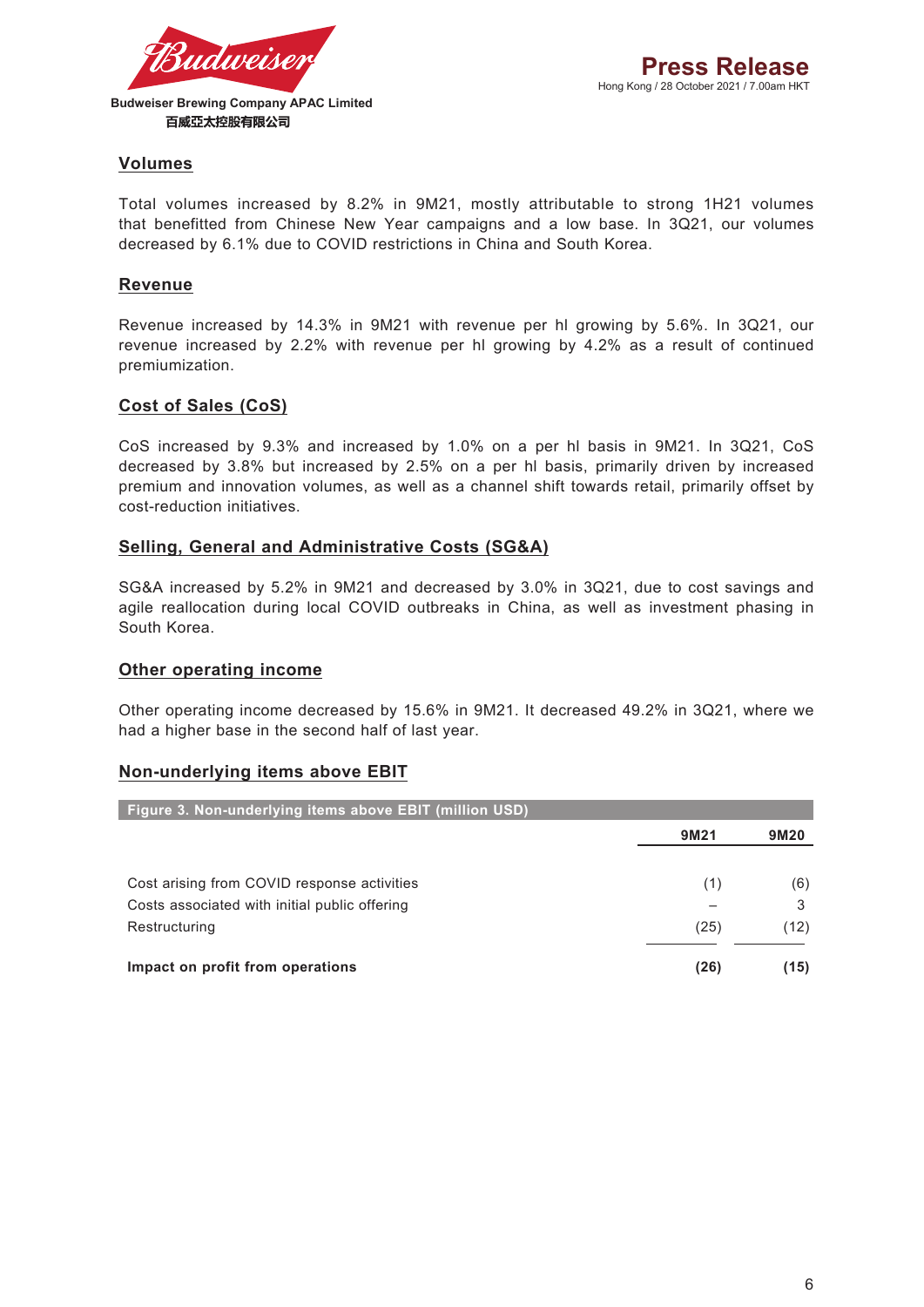## Volumes

Total volumes increased by 8.2% in 9M21, mostly attributable to strong 1H21 volumes that benefitted from Chinese New Year campaigns and a low base. In 3Q21, our volumes decreased by 6.1% due to COVID restrictions in China and South Korea.

## Revenue

Revenue increased by 14.3% in 9M21 with revenue per hl growing by 5.6%. In 3Q21, our revenue increased by 2.2% with revenue per hl growing by 4.2% as a result of continued premiumization.

## Cost of Sales (CoS)

CoS increased by 9.3% and increased by 1.0% on a per hl basis in 9M21. In 3Q21, CoS decreased by 3.8% but increased by 2.5% on a per hl basis, primarily driven by increased premium and innovation volumes, as well as a channel shift towards retail, primarily offset by cost-reduction initiatives.

## Selling, General and Administrative Costs (SG&A)

SG&A increased by 5.2% in 9M21 and decreased by 3.0% in 3Q21, due to cost savings and agile reallocation during local COVID outbreaks in China, as well as investment phasing in South Korea.

## Other operating income

Other operating income decreased by 15.6% in 9M21. It decreased 49.2% in 3Q21, where we had a higher base in the second half of last year.

## Non-underlying items above EBIT

**Figure 3. Non-underlying items above EBIT (million USD)**

| | 9M21 | 9M20 |
|---|---|---|
| Cost arising from COVID response activities | (1) | (6) |
| Costs associated with initial public offering | – | 3 |
| Restructuring | (25) | (12) |
| **Impact on profit from operations** | **(26)** | **(15)** |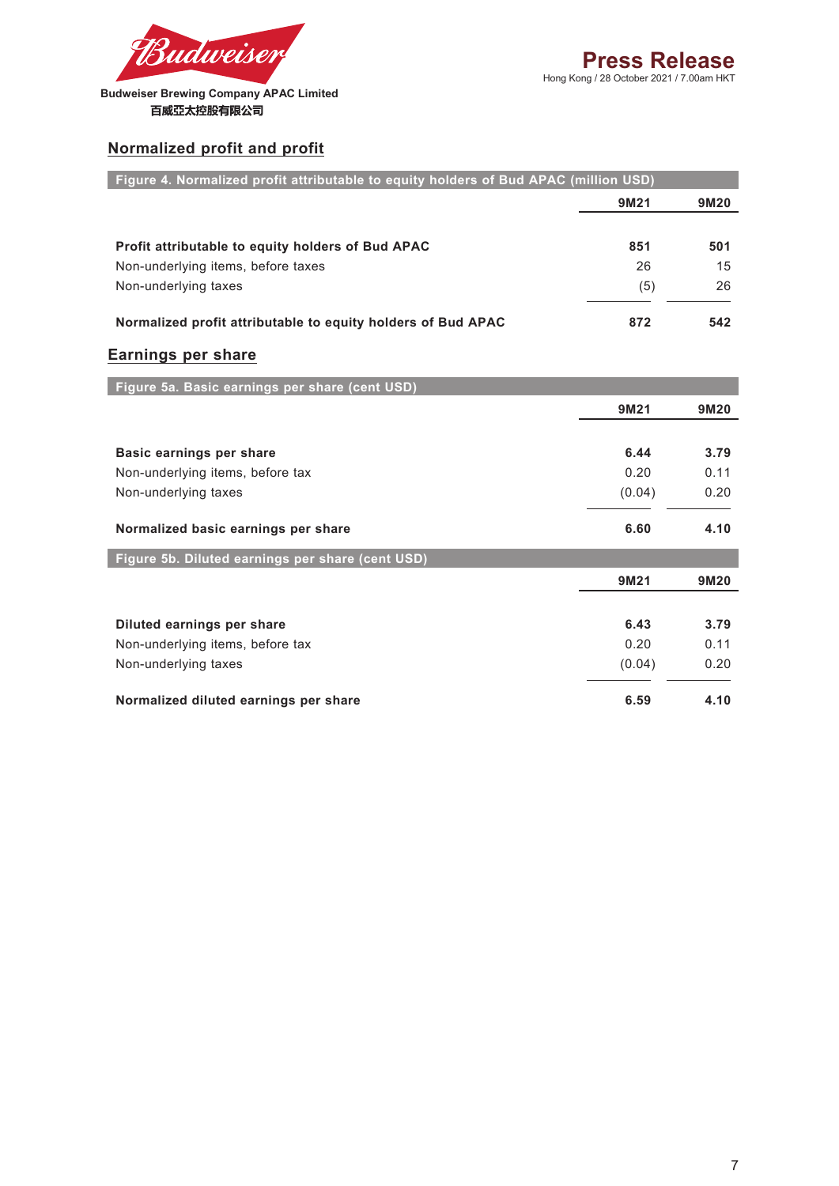## Normalized profit and profit

| Figure 4. Normalized profit attributable to equity holders of Bud APAC (million USD) | 9M21 | 9M20 |
|---|---|---|
| **Profit attributable to equity holders of Bud APAC** | **851** | **501** |
| Non-underlying items, before taxes | 26 | 15 |
| Non-underlying taxes | (5) | 26 |
| **Normalized profit attributable to equity holders of Bud APAC** | **872** | **542** |

## Earnings per share

| Figure 5a. Basic earnings per share (cent USD) | 9M21 | 9M20 |
|---|---|---|
| **Basic earnings per share** | **6.44** | **3.79** |
| Non-underlying items, before tax | 0.20 | 0.11 |
| Non-underlying taxes | (0.04) | 0.20 |
| **Normalized basic earnings per share** | **6.60** | **4.10** |

| Figure 5b. Diluted earnings per share (cent USD) | 9M21 | 9M20 |
|---|---|---|
| **Diluted earnings per share** | **6.43** | **3.79** |
| Non-underlying items, before tax | 0.20 | 0.11 |
| Non-underlying taxes | (0.04) | 0.20 |
| **Normalized diluted earnings per share** | **6.59** | **4.10** |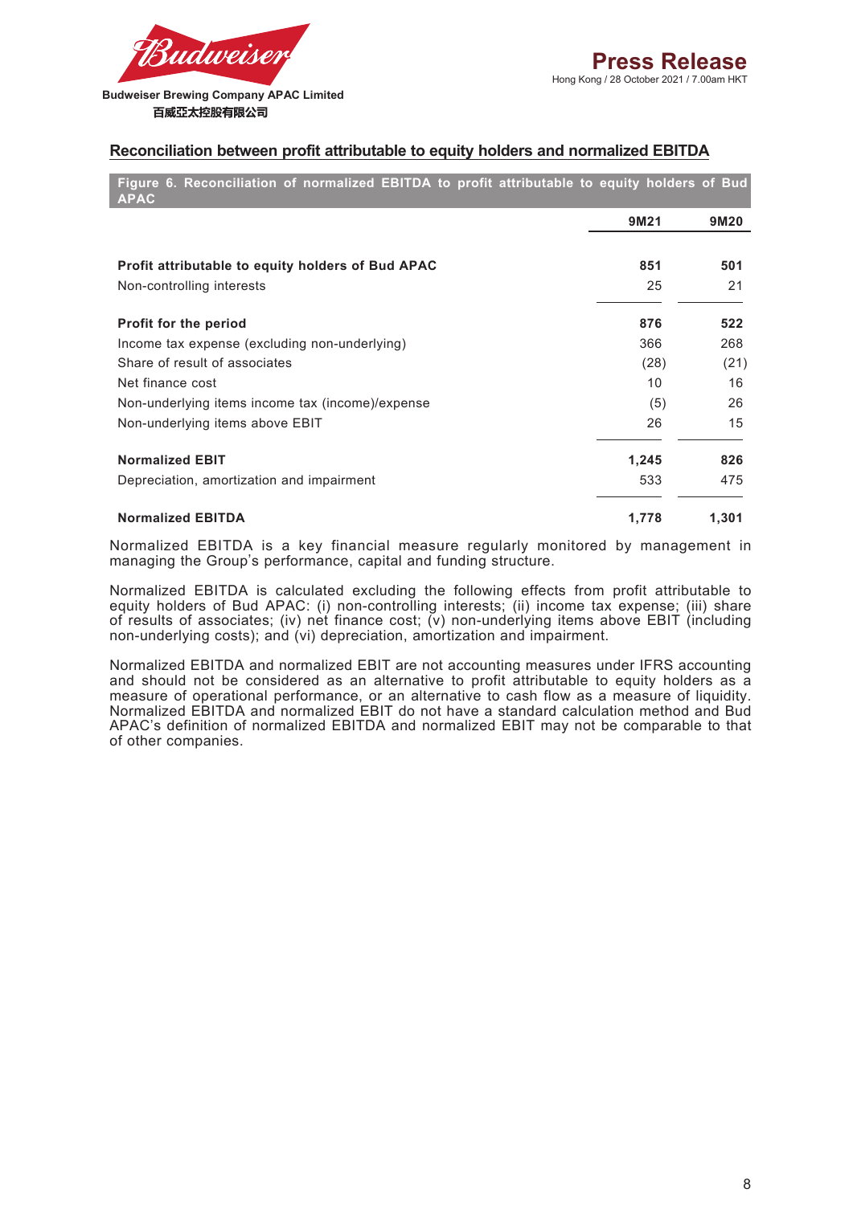## Reconciliation between profit attributable to equity holders and normalized EBITDA

**Figure 6. Reconciliation of normalized EBITDA to profit attributable to equity holders of Bud APAC**

| | 9M21 | 9M20 |
|---|---|---|
| **Profit attributable to equity holders of Bud APAC** | **851** | **501** |
| Non-controlling interests | 25 | 21 |
| **Profit for the period** | **876** | **522** |
| Income tax expense (excluding non-underlying) | 366 | 268 |
| Share of result of associates | (28) | (21) |
| Net finance cost | 10 | 16 |
| Non-underlying items income tax (income)/expense | (5) | 26 |
| Non-underlying items above EBIT | 26 | 15 |
| **Normalized EBIT** | **1,245** | **826** |
| Depreciation, amortization and impairment | 533 | 475 |
| **Normalized EBITDA** | **1,778** | **1,301** |

Normalized EBITDA is a key financial measure regularly monitored by management in managing the Group's performance, capital and funding structure.

Normalized EBITDA is calculated excluding the following effects from profit attributable to equity holders of Bud APAC: (i) non-controlling interests; (ii) income tax expense; (iii) share of results of associates; (iv) net finance cost; (v) non-underlying items above EBIT (including non-underlying costs); and (vi) depreciation, amortization and impairment.

Normalized EBITDA and normalized EBIT are not accounting measures under IFRS accounting and should not be considered as an alternative to profit attributable to equity holders as a measure of operational performance, or an alternative to cash flow as a measure of liquidity. Normalized EBITDA and normalized EBIT do not have a standard calculation method and Bud APAC's definition of normalized EBITDA and normalized EBIT may not be comparable to that of other companies.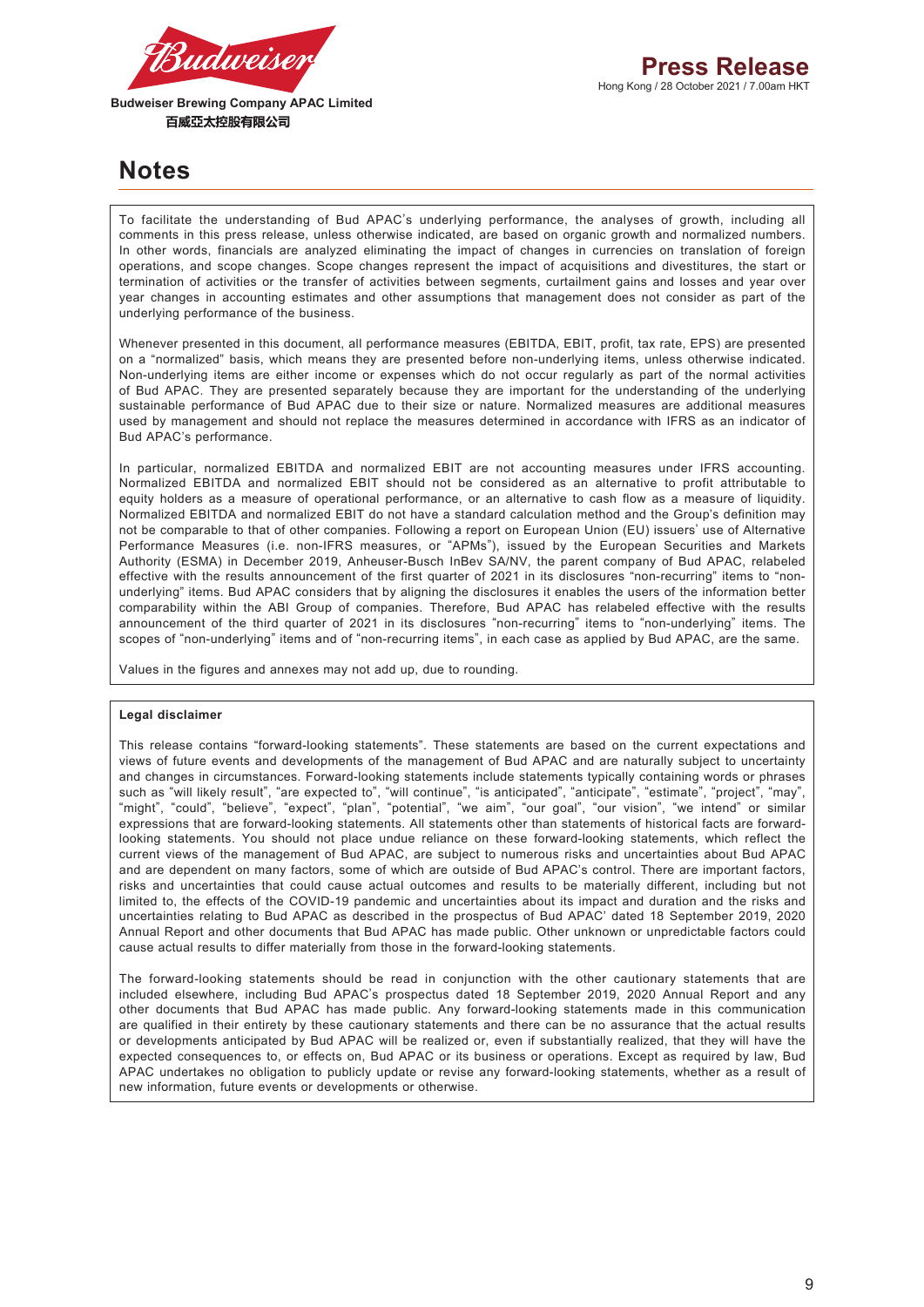# Notes

To facilitate the understanding of Bud APAC's underlying performance, the analyses of growth, including all comments in this press release, unless otherwise indicated, are based on organic growth and normalized numbers. In other words, financials are analyzed eliminating the impact of changes in currencies on translation of foreign operations, and scope changes. Scope changes represent the impact of acquisitions and divestitures, the start or termination of activities or the transfer of activities between segments, curtailment gains and losses and year over year changes in accounting estimates and other assumptions that management does not consider as part of the underlying performance of the business.

Whenever presented in this document, all performance measures (EBITDA, EBIT, profit, tax rate, EPS) are presented on a "normalized" basis, which means they are presented before non-underlying items, unless otherwise indicated. Non-underlying items are either income or expenses which do not occur regularly as part of the normal activities of Bud APAC. They are presented separately because they are important for the understanding of the underlying sustainable performance of Bud APAC due to their size or nature. Normalized measures are additional measures used by management and should not replace the measures determined in accordance with IFRS as an indicator of Bud APAC's performance.

In particular, normalized EBITDA and normalized EBIT are not accounting measures under IFRS accounting. Normalized EBITDA and normalized EBIT should not be considered as an alternative to profit attributable to equity holders as a measure of operational performance, or an alternative to cash flow as a measure of liquidity. Normalized EBITDA and normalized EBIT do not have a standard calculation method and the Group's definition may not be comparable to that of other companies. Following a report on European Union (EU) issuers' use of Alternative Performance Measures (i.e. non-IFRS measures, or "APMs"), issued by the European Securities and Markets Authority (ESMA) in December 2019, Anheuser-Busch InBev SA/NV, the parent company of Bud APAC, relabeled effective with the results announcement of the first quarter of 2021 in its disclosures "non-recurring" items to "non-underlying" items. Bud APAC considers that by aligning the disclosures it enables the users of the information better comparability within the ABI Group of companies. Therefore, Bud APAC has relabeled effective with the results announcement of the third quarter of 2021 in its disclosures "non-recurring" items to "non-underlying" items. The scopes of "non-underlying" items and of "non-recurring items", in each case as applied by Bud APAC, are the same.

Values in the figures and annexes may not add up, due to rounding.

**Legal disclaimer**

This release contains "forward-looking statements". These statements are based on the current expectations and views of future events and developments of the management of Bud APAC and are naturally subject to uncertainty and changes in circumstances. Forward-looking statements include statements typically containing words or phrases such as "will likely result", "are expected to", "will continue", "is anticipated", "anticipate", "estimate", "project", "may", "might", "could", "believe", "expect", "plan", "potential", "we aim", "our goal", "our vision", "we intend" or similar expressions that are forward-looking statements. All statements other than statements of historical facts are forward-looking statements. You should not place undue reliance on these forward-looking statements, which reflect the current views of the management of Bud APAC, are subject to numerous risks and uncertainties about Bud APAC and are dependent on many factors, some of which are outside of Bud APAC's control. There are important factors, risks and uncertainties that could cause actual outcomes and results to be materially different, including but not limited to, the effects of the COVID-19 pandemic and uncertainties about its impact and duration and the risks and uncertainties relating to Bud APAC as described in the prospectus of Bud APAC' dated 18 September 2019, 2020 Annual Report and other documents that Bud APAC has made public. Other unknown or unpredictable factors could cause actual results to differ materially from those in the forward-looking statements.

The forward-looking statements should be read in conjunction with the other cautionary statements that are included elsewhere, including Bud APAC's prospectus dated 18 September 2019, 2020 Annual Report and any other documents that Bud APAC has made public. Any forward-looking statements made in this communication are qualified in their entirety by these cautionary statements and there can be no assurance that the actual results or developments anticipated by Bud APAC will be realized or, even if substantially realized, that they will have the expected consequences to, or effects on, Bud APAC or its business or operations. Except as required by law, Bud APAC undertakes no obligation to publicly update or revise any forward-looking statements, whether as a result of new information, future events or developments or otherwise.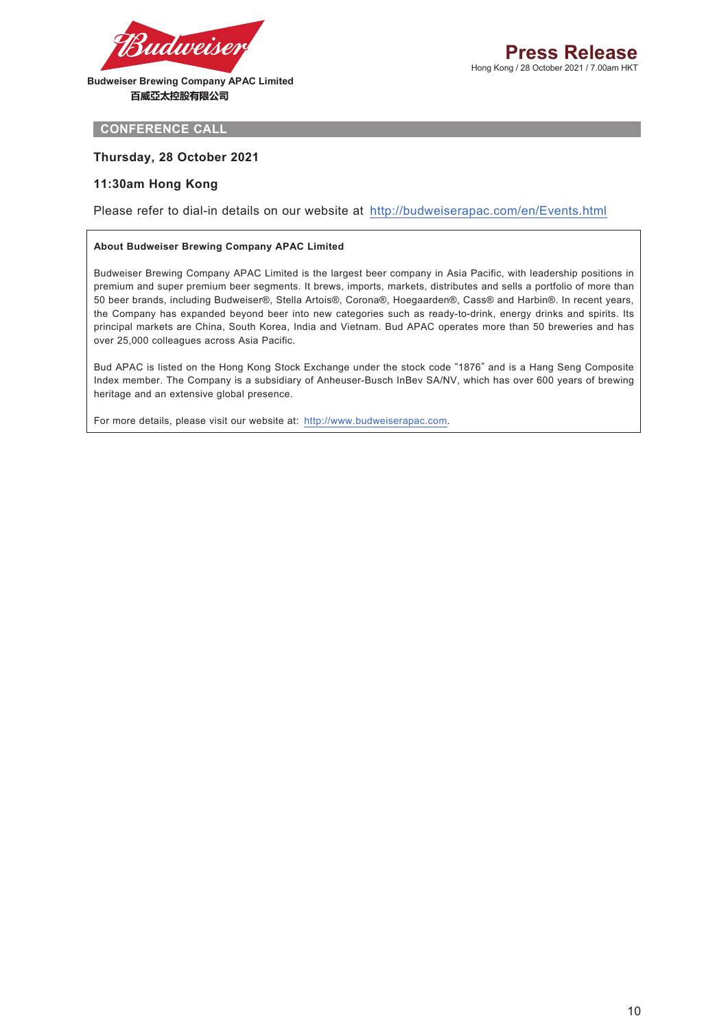Budweiser Brewing Company APAC Limited
百威亞太控股有限公司

# Press Release

Hong Kong / 28 October 2021 / 7.00am HKT

## CONFERENCE CALL

**Thursday, 28 October 2021**

**11:30am Hong Kong**

Please refer to dial-in details on our website at http://budweiserapac.com/en/Events.html

**About Budweiser Brewing Company APAC Limited**

Budweiser Brewing Company APAC Limited is the largest beer company in Asia Pacific, with leadership positions in premium and super premium beer segments. It brews, imports, markets, distributes and sells a portfolio of more than 50 beer brands, including Budweiser®, Stella Artois®, Corona®, Hoegaarden®, Cass® and Harbin®. In recent years, the Company has expanded beyond beer into new categories such as ready-to-drink, energy drinks and spirits. Its principal markets are China, South Korea, India and Vietnam. Bud APAC operates more than 50 breweries and has over 25,000 colleagues across Asia Pacific.

Bud APAC is listed on the Hong Kong Stock Exchange under the stock code "1876" and is a Hang Seng Composite Index member. The Company is a subsidiary of Anheuser-Busch InBev SA/NV, which has over 600 years of brewing heritage and an extensive global presence.

For more details, please visit our website at: http://www.budweiserapac.com.